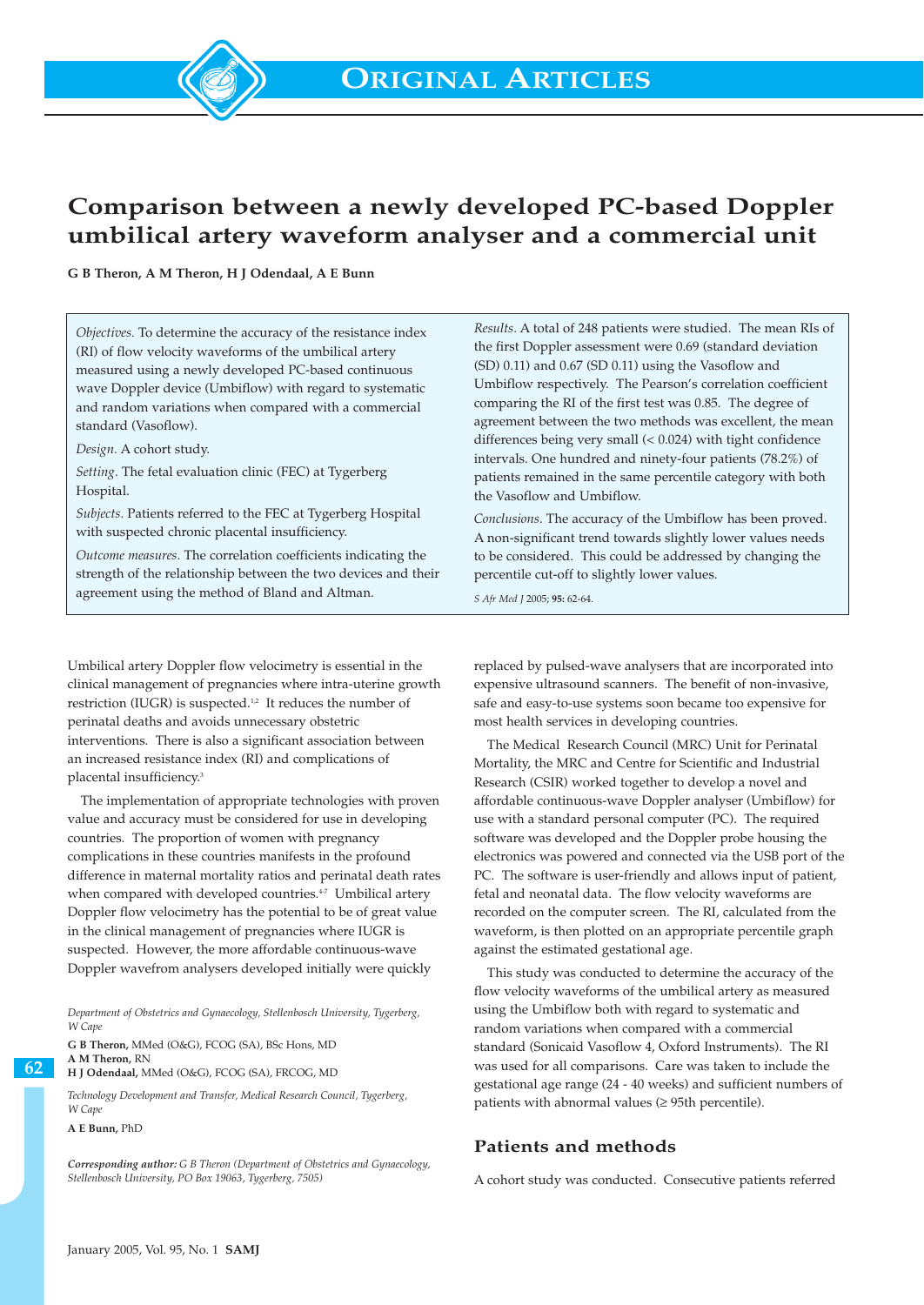# Comparison between a newly developed PC-based Doppler umbilical artery waveform analyser and a commercial unit

**G B Theron, A M Theron, H J Odendaal, A E Bunn**

*Objectives.* To determine the accuracy of the resistance index (RI) of flow velocity waveforms of the umbilical artery measured using a newly developed PC-based continuous wave Doppler device (Umbiflow) with regard to systematic and random variations when compared with a commercial standard (Vasoflow).

*Design.* A cohort study.

*Setting.* The fetal evaluation clinic (FEC) at Tygerberg Hospital.

*Subjects.* Patients referred to the FEC at Tygerberg Hospital with suspected chronic placental insufficiency.

*Outcome measures.* The correlation coefficients indicating the strength of the relationship between the two devices and their agreement using the method of Bland and Altman.

*Results.* A total of 248 patients were studied. The mean RIs of the first Doppler assessment were 0.69 (standard deviation (SD) 0.11) and 0.67 (SD 0.11) using the Vasoflow and Umbiflow respectively. The Pearson's correlation coefficient comparing the RI of the first test was 0.85. The degree of agreement between the two methods was excellent, the mean differences being very small (< 0.024) with tight confidence intervals. One hundred and ninety-four patients (78.2%) of patients remained in the same percentile category with both the Vasoflow and Umbiflow.

*Conclusions.* The accuracy of the Umbiflow has been proved. A non-significant trend towards slightly lower values needs to be considered. This could be addressed by changing the percentile cut-off to slightly lower values.

*S Afr Med J* 2005; **95:** 62-64.

Umbilical artery Doppler flow velocimetry is essential in the clinical management of pregnancies where intra-uterine growth restriction (IUGR) is suspected.[1,2] It reduces the number of perinatal deaths and avoids unnecessary obstetric interventions. There is also a significant association between an increased resistance index (RI) and complications of placental insufficiency.[3]

The implementation of appropriate technologies with proven value and accuracy must be considered for use in developing countries. The proportion of women with pregnancy complications in these countries manifests in the profound difference in maternal mortality ratios and perinatal death rates when compared with developed countries.[4-7] Umbilical artery Doppler flow velocimetry has the potential to be of great value in the clinical management of pregnancies where IUGR is suspected. However, the more affordable continuous-wave Doppler wavefrom analysers developed initially were quickly replaced by pulsed-wave analysers that are incorporated into expensive ultrasound scanners. The benefit of non-invasive, safe and easy-to-use systems soon became too expensive for most health services in developing countries.

The Medical Research Council (MRC) Unit for Perinatal Mortality, the MRC and Centre for Scientific and Industrial Research (CSIR) worked together to develop a novel and affordable continuous-wave Doppler analyser (Umbiflow) for use with a standard personal computer (PC). The required software was developed and the Doppler probe housing the electronics was powered and connected via the USB port of the PC. The software is user-friendly and allows input of patient, fetal and neonatal data. The flow velocity waveforms are recorded on the computer screen. The RI, calculated from the waveform, is then plotted on an appropriate percentile graph against the estimated gestational age.

This study was conducted to determine the accuracy of the flow velocity waveforms of the umbilical artery as measured using the Umbiflow both with regard to systematic and random variations when compared with a commercial standard (Sonicaid Vasoflow 4, Oxford Instruments). The RI was used for all comparisons. Care was taken to include the gestational age range (24 - 40 weeks) and sufficient numbers of patients with abnormal values (≥ 95th percentile).

## Patients and methods

A cohort study was conducted. Consecutive patients referred

*Department of Obstetrics and Gynaecology, Stellenbosch University, Tygerberg, W Cape*

**G B Theron,** MMed (O&G), FCOG (SA), BSc Hons, MD
**A M Theron,** RN
**H J Odendaal,** MMed (O&G), FCOG (SA), FRCOG, MD

*Technology Development and Transfer, Medical Research Council, Tygerberg, W Cape*

**A E Bunn,** PhD

***Corresponding author:*** *G B Theron (Department of Obstetrics and Gynaecology, Stellenbosch University, PO Box 19063, Tygerberg, 7505)*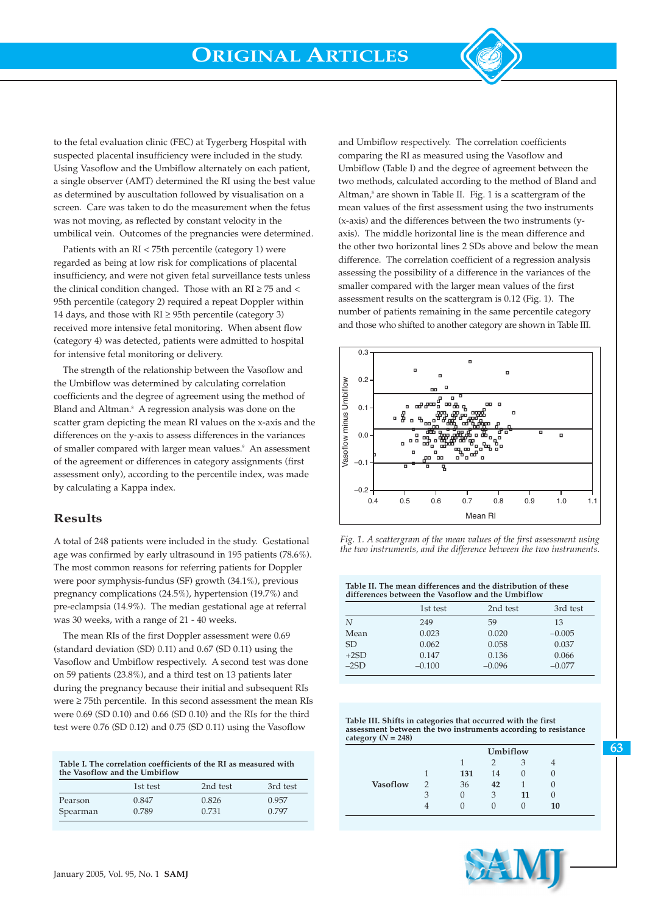to the fetal evaluation clinic (FEC) at Tygerberg Hospital with suspected placental insufficiency were included in the study. Using Vasoflow and the Umbiflow alternately on each patient, a single observer (AMT) determined the RI using the best value as determined by auscultation followed by visualisation on a screen. Care was taken to do the measurement when the fetus was not moving, as reflected by constant velocity in the umbilical vein. Outcomes of the pregnancies were determined.

Patients with an RI < 75th percentile (category 1) were regarded as being at low risk for complications of placental insufficiency, and were not given fetal surveillance tests unless the clinical condition changed. Those with an RI ≥ 75 and < 95th percentile (category 2) required a repeat Doppler within 14 days, and those with RI ≥ 95th percentile (category 3) received more intensive fetal monitoring. When absent flow (category 4) was detected, patients were admitted to hospital for intensive fetal monitoring or delivery.

The strength of the relationship between the Vasoflow and the Umbiflow was determined by calculating correlation coefficients and the degree of agreement using the method of Bland and Altman.[8] A regression analysis was done on the scatter gram depicting the mean RI values on the x-axis and the differences on the y-axis to assess differences in the variances of smaller compared with larger mean values.[9] An assessment of the agreement or differences in category assignments (first assessment only), according to the percentile index, was made by calculating a Kappa index.

## Results

A total of 248 patients were included in the study. Gestational age was confirmed by early ultrasound in 195 patients (78.6%). The most common reasons for referring patients for Doppler were poor symphysis-fundus (SF) growth (34.1%), previous pregnancy complications (24.5%), hypertension (19.7%) and pre-eclampsia (14.9%). The median gestational age at referral was 30 weeks, with a range of 21 - 40 weeks.

The mean RIs of the first Doppler assessment were 0.69 (standard deviation (SD) 0.11) and 0.67 (SD 0.11) using the Vasoflow and Umbiflow respectively. A second test was done on 59 patients (23.8%), and a third test on 13 patients later during the pregnancy because their initial and subsequent RIs were ≥ 75th percentile. In this second assessment the mean RIs were 0.69 (SD 0.10) and 0.66 (SD 0.10) and the RIs for the third test were 0.76 (SD 0.12) and 0.75 (SD 0.11) using the Vasoflow and Umbiflow respectively. The correlation coefficients comparing the RI as measured using the Vasoflow and Umbiflow (Table I) and the degree of agreement between the two methods, calculated according to the method of Bland and Altman,[8] are shown in Table II. Fig. 1 is a scattergram of the mean values of the first assessment using the two instruments (x-axis) and the differences between the two instruments (y-axis). The middle horizontal line is the mean difference and the other two horizontal lines 2 SDs above and below the mean difference. The correlation coefficient of a regression analysis assessing the possibility of a difference in the variances of the smaller compared with the larger mean values of the first assessment results on the scattergram is 0.12 (Fig. 1). The number of patients remaining in the same percentile category and those who shifted to another category are shown in Table III.

**Table I. The correlation coefficients of the RI as measured with the Vasoflow and the Umbiflow**

| | 1st test | 2nd test | 3rd test |
|---|---|---|---|
| Pearson | 0.847 | 0.826 | 0.957 |
| Spearman | 0.789 | 0.731 | 0.797 |

*Fig. 1. A scattergram of the mean values of the first assessment using the two instruments, and the difference between the two instruments.*

**Table II. The mean differences and the distribution of these differences between the Vasoflow and the Umbiflow**

| | 1st test | 2nd test | 3rd test |
|---|---|---|---|
| *N* | 249 | 59 | 13 |
| Mean | 0.023 | 0.020 | −0.005 |
| SD | 0.062 | 0.058 | 0.037 |
| +2SD | 0.147 | 0.136 | 0.066 |
| −2SD | −0.100 | −0.096 | −0.077 |

**Table III. Shifts in categories that occurred with the first assessment between the two instruments according to resistance category ($N$ = 248)**

| | | Umbiflow | | | |
|---|---|---|---|---|---|
| | | 1 | 2 | 3 | 4 |
| **Vasoflow** | 1 | **131** | 14 | 0 | 0 |
| | 2 | 36 | **42** | 1 | 0 |
| | 3 | 0 | 3 | **11** | 0 |
| | 4 | 0 | 0 | 0 | **10** |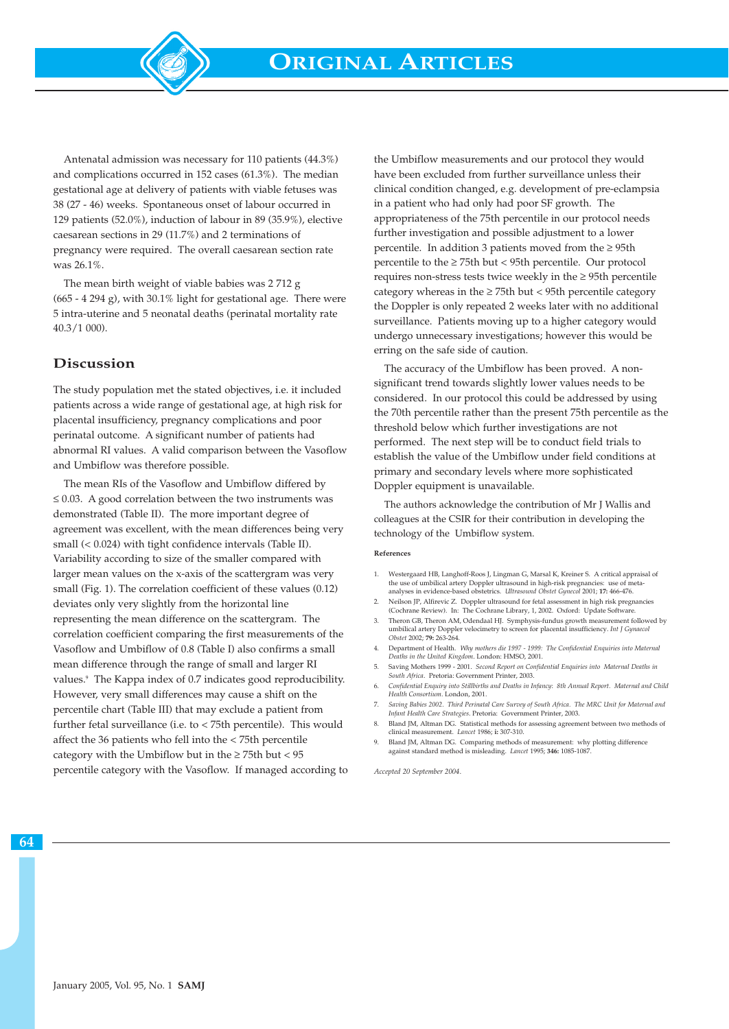Antenatal admission was necessary for 110 patients (44.3%) and complications occurred in 152 cases (61.3%). The median gestational age at delivery of patients with viable fetuses was 38 (27 - 46) weeks. Spontaneous onset of labour occurred in 129 patients (52.0%), induction of labour in 89 (35.9%), elective caesarean sections in 29 (11.7%) and 2 terminations of pregnancy were required. The overall caesarean section rate was 26.1%.

The mean birth weight of viable babies was 2 712 g (665 - 4 294 g), with 30.1% light for gestational age. There were 5 intra-uterine and 5 neonatal deaths (perinatal mortality rate 40.3/1 000).

## Discussion

The study population met the stated objectives, i.e. it included patients across a wide range of gestational age, at high risk for placental insufficiency, pregnancy complications and poor perinatal outcome. A significant number of patients had abnormal RI values. A valid comparison between the Vasoflow and Umbiflow was therefore possible.

The mean RIs of the Vasoflow and Umbiflow differed by ≤ 0.03. A good correlation between the two instruments was demonstrated (Table II). The more important degree of agreement was excellent, with the mean differences being very small (< 0.024) with tight confidence intervals (Table II). Variability according to size of the smaller compared with larger mean values on the x-axis of the scattergram was very small (Fig. 1). The correlation coefficient of these values (0.12) deviates only very slightly from the horizontal line representing the mean difference on the scattergram. The correlation coefficient comparing the first measurements of the Vasoflow and Umbiflow of 0.8 (Table I) also confirms a small mean difference through the range of small and larger RI values.[9] The Kappa index of 0.7 indicates good reproducibility. However, very small differences may cause a shift on the percentile chart (Table III) that may exclude a patient from further fetal surveillance (i.e. to < 75th percentile). This would affect the 36 patients who fell into the < 75th percentile category with the Umbiflow but in the ≥ 75th but < 95 percentile category with the Vasoflow. If managed according to the Umbiflow measurements and our protocol they would have been excluded from further surveillance unless their clinical condition changed, e.g. development of pre-eclampsia in a patient who had only had poor SF growth. The appropriateness of the 75th percentile in our protocol needs further investigation and possible adjustment to a lower percentile. In addition 3 patients moved from the ≥ 95th percentile to the ≥ 75th but < 95th percentile. Our protocol requires non-stress tests twice weekly in the ≥ 95th percentile category whereas in the ≥ 75th but < 95th percentile category the Doppler is only repeated 2 weeks later with no additional surveillance. Patients moving up to a higher category would undergo unnecessary investigations; however this would be erring on the safe side of caution.

The accuracy of the Umbiflow has been proved. A non-significant trend towards slightly lower values needs to be considered. In our protocol this could be addressed by using the 70th percentile rather than the present 75th percentile as the threshold below which further investigations are not performed. The next step will be to conduct field trials to establish the value of the Umbiflow under field conditions at primary and secondary levels where more sophisticated Doppler equipment is unavailable.

The authors acknowledge the contribution of Mr J Wallis and colleagues at the CSIR for their contribution in developing the technology of the Umbiflow system.

#### References

1. Westergaard HB, Langhoff-Roos J, Lingman G, Marsal K, Kreiner S. A critical appraisal of the use of umbilical artery Doppler ultrasound in high-risk pregnancies: use of meta-analyses in evidence-based obstetrics. *Ultrasound Obstet Gynecol* 2001; **17:** 466-476.
2. Neilson JP, Alfirevic Z. Doppler ultrasound for fetal assessment in high risk pregnancies (Cochrane Review). In: The Cochrane Library, 1, 2002. Oxford: Update Software.
3. Theron GB, Theron AM, Odendaal HJ. Symphysis-fundus growth measurement followed by umbilical artery Doppler velocimetry to screen for placental insufficiency. *Int J Gynaecol Obstet* 2002; **79:** 263-264.
4. Department of Health. *Why mothers die 1997 - 1999: The Confidential Enquiries into Maternal Deaths in the United Kingdom*. London: HMSO, 2001.
5. Saving Mothers 1999 - 2001. *Second Report on Confidential Enquiries into Maternal Deaths in South Africa*. Pretoria: Government Printer, 2003.
6. *Confidential Enquiry into Stillbirths and Deaths in Infancy: 8th Annual Report. Maternal and Child Health Consortium*. London, 2001.
7. *Saving Babies 2002. Third Perinatal Care Survey of South Africa. The MRC Unit for Maternal and Infant Health Care Strategies*. Pretoria: Government Printer, 2003.
8. Bland JM, Altman DG. Statistical methods for assessing agreement between two methods of clinical measurement. *Lancet* 1986; **i:** 307-310.
9. Bland JM, Altman DG. Comparing methods of measurement: why plotting difference against standard method is misleading. *Lancet* 1995; **346:** 1085-1087.

*Accepted 20 September 2004.*